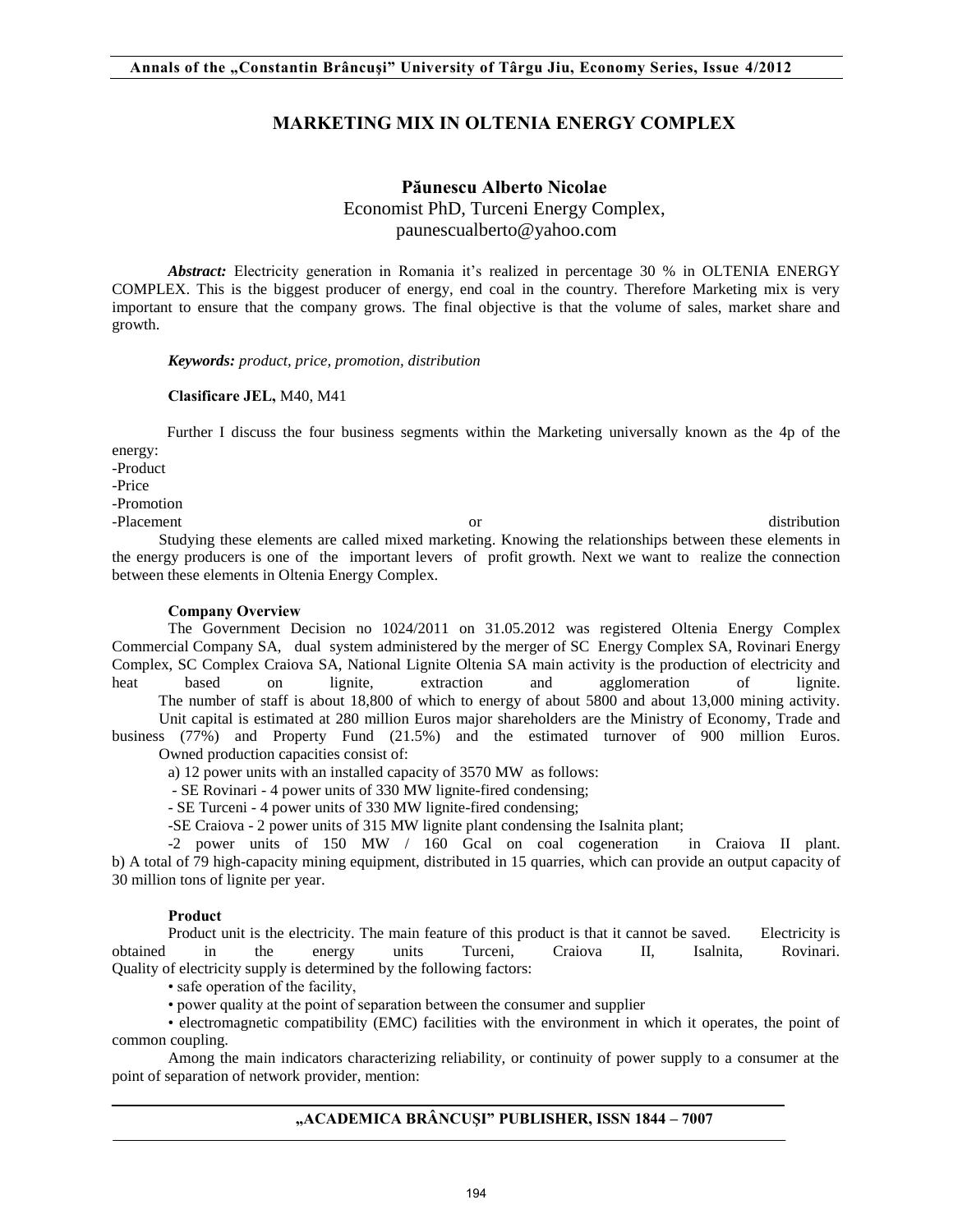# MARKETING MIX IN OLTENIA ENERGY COMPLEX

**Păunescu Alberto Nicolae**
Economist PhD, Turceni Energy Complex,
paunescualberto@yahoo.com

***Abstract:*** Electricity generation in Romania it's realized in percentage 30 % in OLTENIA ENERGY COMPLEX. This is the biggest producer of energy, end coal in the country. Therefore Marketing mix is very important to ensure that the company grows. The final objective is that the volume of sales, market share and growth.

***Keywords:*** *product, price, promotion, distribution*

**Clasificare JEL,** M40, M41

Further I discuss the four business segments within the Marketing universally known as the 4p of the energy:

-Product
-Price
-Promotion
-Placement or distribution

Studying these elements are called mixed marketing. Knowing the relationships between these elements in the energy producers is one of the important levers of profit growth. Next we want to realize the connection between these elements in Oltenia Energy Complex.

**Company Overview**

The Government Decision no 1024/2011 on 31.05.2012 was registered Oltenia Energy Complex Commercial Company SA, dual system administered by the merger of SC Energy Complex SA, Rovinari Energy Complex, SC Complex Craiova SA, National Lignite Oltenia SA main activity is the production of electricity and heat based on lignite, extraction and agglomeration of lignite.

The number of staff is about 18,800 of which to energy of about 5800 and about 13,000 mining activity.

Unit capital is estimated at 280 million Euros major shareholders are the Ministry of Economy, Trade and business (77%) and Property Fund (21.5%) and the estimated turnover of 900 million Euros.

Owned production capacities consist of:

a) 12 power units with an installed capacity of 3570 MW as follows:

- SE Rovinari - 4 power units of 330 MW lignite-fired condensing;
- SE Turceni - 4 power units of 330 MW lignite-fired condensing;
- SE Craiova - 2 power units of 315 MW lignite plant condensing the Isalnita plant;
- 2 power units of 150 MW / 160 Gcal on coal cogeneration in Craiova II plant.

b) A total of 79 high-capacity mining equipment, distributed in 15 quarries, which can provide an output capacity of 30 million tons of lignite per year.

**Product**

Product unit is the electricity. The main feature of this product is that it cannot be saved. Electricity is obtained in the energy units Turceni, Craiova II, Isalnita, Rovinari. Quality of electricity supply is determined by the following factors:

• safe operation of the facility,

• power quality at the point of separation between the consumer and supplier

• electromagnetic compatibility (EMC) facilities with the environment in which it operates, the point of common coupling.

Among the main indicators characterizing reliability, or continuity of power supply to a consumer at the point of separation of network provider, mention: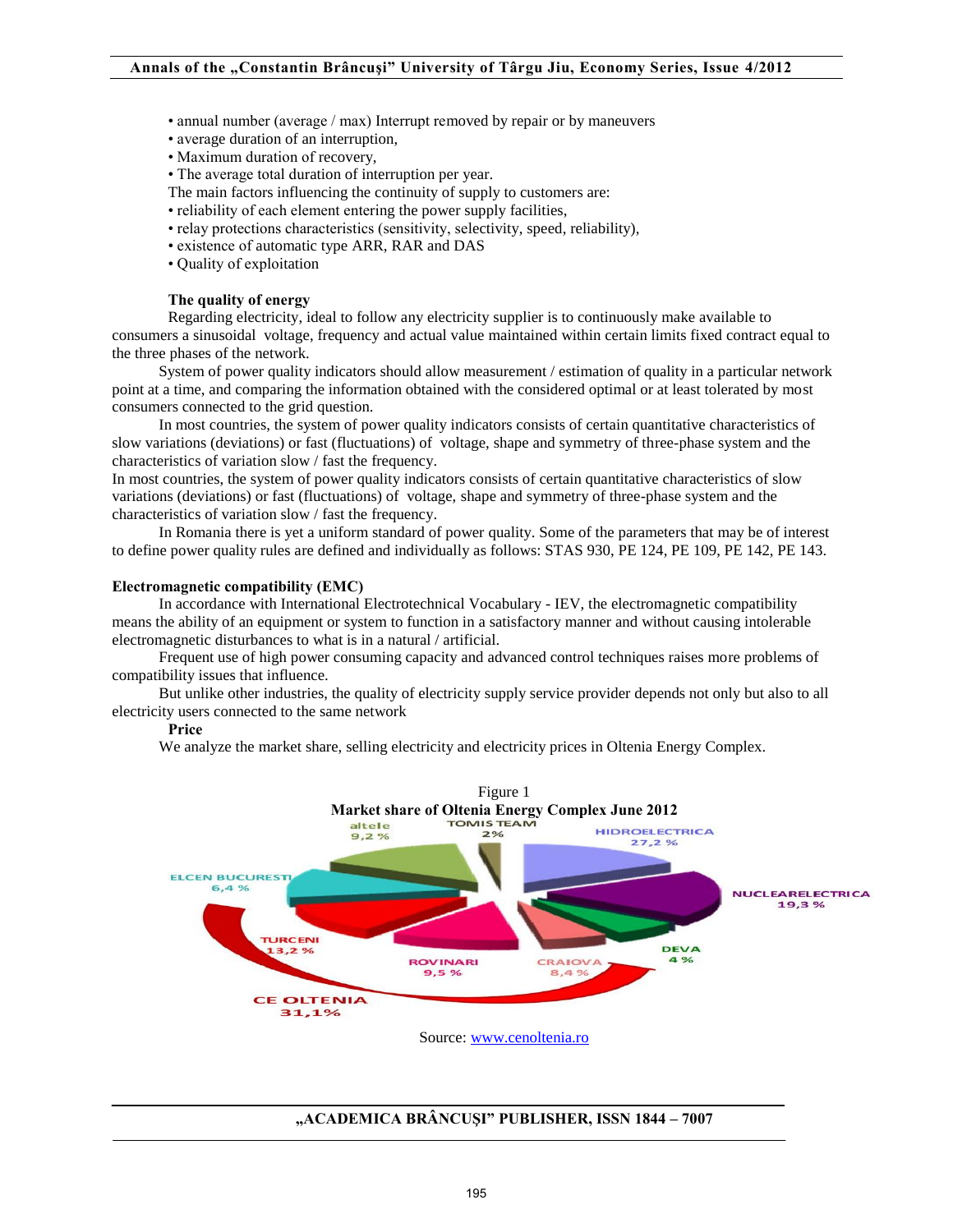• annual number (average / max) Interrupt removed by repair or by maneuvers
• average duration of an interruption,
• Maximum duration of recovery,
• The average total duration of interruption per year.

The main factors influencing the continuity of supply to customers are:

• reliability of each element entering the power supply facilities,
• relay protections characteristics (sensitivity, selectivity, speed, reliability),
• existence of automatic type ARR, RAR and DAS
• Quality of exploitation

**The quality of energy**

Regarding electricity, ideal to follow any electricity supplier is to continuously make available to consumers a sinusoidal voltage, frequency and actual value maintained within certain limits fixed contract equal to the three phases of the network.

System of power quality indicators should allow measurement / estimation of quality in a particular network point at a time, and comparing the information obtained with the considered optimal or at least tolerated by most consumers connected to the grid question.

In most countries, the system of power quality indicators consists of certain quantitative characteristics of slow variations (deviations) or fast (fluctuations) of voltage, shape and symmetry of three-phase system and the characteristics of variation slow / fast the frequency.

In most countries, the system of power quality indicators consists of certain quantitative characteristics of slow variations (deviations) or fast (fluctuations) of voltage, shape and symmetry of three-phase system and the characteristics of variation slow / fast the frequency.

In Romania there is yet a uniform standard of power quality. Some of the parameters that may be of interest to define power quality rules are defined and individually as follows: STAS 930, PE 124, PE 109, PE 142, PE 143.

**Electromagnetic compatibility (EMC)**

In accordance with International Electrotechnical Vocabulary - IEV, the electromagnetic compatibility means the ability of an equipment or system to function in a satisfactory manner and without causing intolerable electromagnetic disturbances to what is in a natural / artificial.

Frequent use of high power consuming capacity and advanced control techniques raises more problems of compatibility issues that influence.

But unlike other industries, the quality of electricity supply service provider depends not only but also to all electricity users connected to the same network

**Price**

We analyze the market share, selling electricity and electricity prices in Oltenia Energy Complex.

Figure 1

**Market share of Oltenia Energy Complex June 2012**

altele 9,2 %; TOMIS TEAM 2%; HIDROELECTRICA 27,2 %; NUCLEARELECTRICA 19,3 %; DEVA 4 %; CRAIOVA 8,4 %; ROVINARI 9,5 %; TURCENI 13,2 %; ELCEN BUCURESTI 6,4 %; CE OLTENIA 31,1%

Source: www.cenoltenia.ro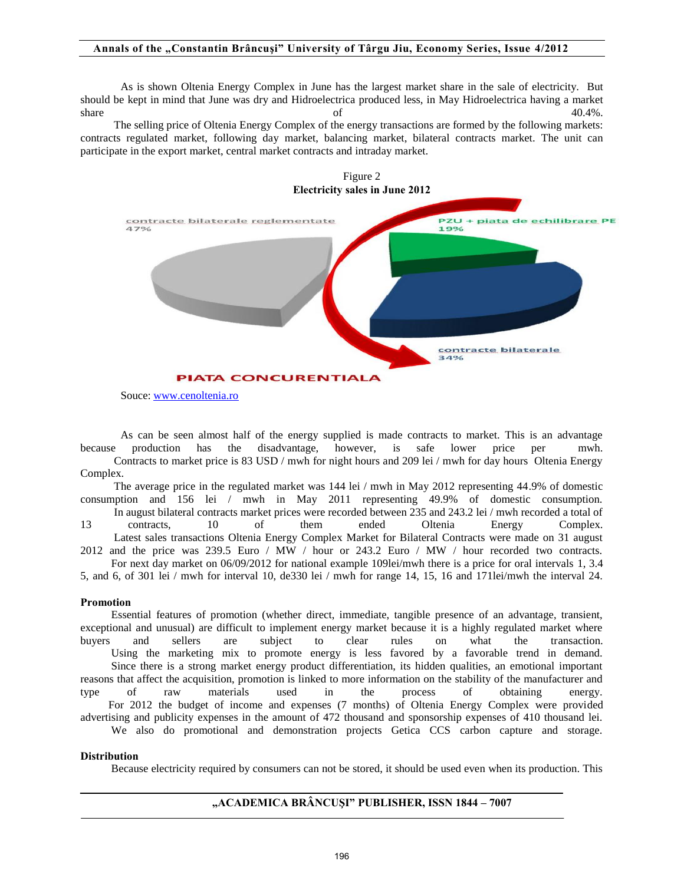As is shown Oltenia Energy Complex in June has the largest market share in the sale of electricity. But should be kept in mind that June was dry and Hidroelectrica produced less, in May Hidroelectrica having a market share of 40.4%.

The selling price of Oltenia Energy Complex of the energy transactions are formed by the following markets: contracts regulated market, following day market, balancing market, bilateral contracts market. The unit can participate in the export market, central market contracts and intraday market.

Figure 2
**Electricity sales in June 2012**

contracte bilaterale reglementate 47%

PZU + piata de echilibrare PE 19%

contracte bilaterale 34%

PIATA CONCURENTIALA

Souce: www.cenoltenia.ro

As can be seen almost half of the energy supplied is made contracts to market. This is an advantage because production has the disadvantage, however, is safe lower price per mwh.

Contracts to market price is 83 USD / mwh for night hours and 209 lei / mwh for day hours Oltenia Energy Complex.

The average price in the regulated market was 144 lei / mwh in May 2012 representing 44.9% of domestic consumption and 156 lei / mwh in May 2011 representing 49.9% of domestic consumption.

In august bilateral contracts market prices were recorded between 235 and 243.2 lei / mwh recorded a total of 13 contracts, 10 of them ended Oltenia Energy Complex.

Latest sales transactions Oltenia Energy Complex Market for Bilateral Contracts were made on 31 august 2012 and the price was 239.5 Euro / MW / hour or 243.2 Euro / MW / hour recorded two contracts.

For next day market on 06/09/2012 for national example 109lei/mwh there is a price for oral intervals 1, 3.4 5, and 6, of 301 lei / mwh for interval 10, de330 lei / mwh for range 14, 15, 16 and 171lei/mwh the interval 24.

**Promotion**

Essential features of promotion (whether direct, immediate, tangible presence of an advantage, transient, exceptional and unusual) are difficult to implement energy market because it is a highly regulated market where buyers and sellers are subject to clear rules on what the transaction.

Using the marketing mix to promote energy is less favored by a favorable trend in demand.

Since there is a strong market energy product differentiation, its hidden qualities, an emotional important reasons that affect the acquisition, promotion is linked to more information on the stability of the manufacturer and type of raw materials used in the process of obtaining energy.

For 2012 the budget of income and expenses (7 months) of Oltenia Energy Complex were provided advertising and publicity expenses in the amount of 472 thousand and sponsorship expenses of 410 thousand lei.

We also do promotional and demonstration projects Getica CCS carbon capture and storage.

**Distribution**

Because electricity required by consumers can not be stored, it should be used even when its production. This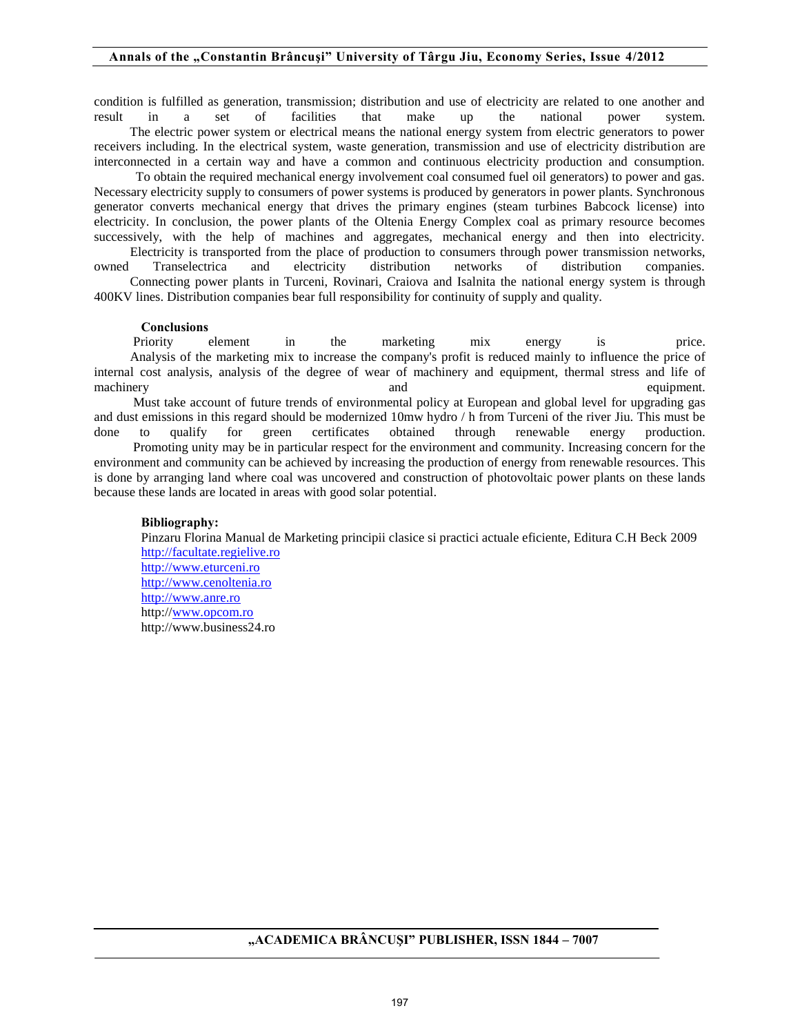condition is fulfilled as generation, transmission; distribution and use of electricity are related to one another and result in a set of facilities that make up the national power system.

The electric power system or electrical means the national energy system from electric generators to power receivers including. In the electrical system, waste generation, transmission and use of electricity distribution are interconnected in a certain way and have a common and continuous electricity production and consumption.

To obtain the required mechanical energy involvement coal consumed fuel oil generators) to power and gas. Necessary electricity supply to consumers of power systems is produced by generators in power plants. Synchronous generator converts mechanical energy that drives the primary engines (steam turbines Babcock license) into electricity. In conclusion, the power plants of the Oltenia Energy Complex coal as primary resource becomes successively, with the help of machines and aggregates, mechanical energy and then into electricity.

Electricity is transported from the place of production to consumers through power transmission networks, owned Transelectrica and electricity distribution networks of distribution companies.

Connecting power plants in Turceni, Rovinari, Craiova and Isalnita the national energy system is through 400KV lines. Distribution companies bear full responsibility for continuity of supply and quality.

**Conclusions**

Priority element in the marketing mix energy is price.

Analysis of the marketing mix to increase the company's profit is reduced mainly to influence the price of internal cost analysis, analysis of the degree of wear of machinery and equipment, thermal stress and life of machinery and equipment.

Must take account of future trends of environmental policy at European and global level for upgrading gas and dust emissions in this regard should be modernized 10mw hydro / h from Turceni of the river Jiu. This must be done to qualify for green certificates obtained through renewable energy production.

Promoting unity may be in particular respect for the environment and community. Increasing concern for the environment and community can be achieved by increasing the production of energy from renewable resources. This is done by arranging land where coal was uncovered and construction of photovoltaic power plants on these lands because these lands are located in areas with good solar potential.

**Bibliography:**

Pinzaru Florina Manual de Marketing principii clasice si practici actuale eficiente, Editura C.H Beck 2009

http://facultate.regielive.ro

http://www.eturceni.ro

http://www.cenoltenia.ro

http://www.anre.ro

http://www.opcom.ro

http://www.business24.ro